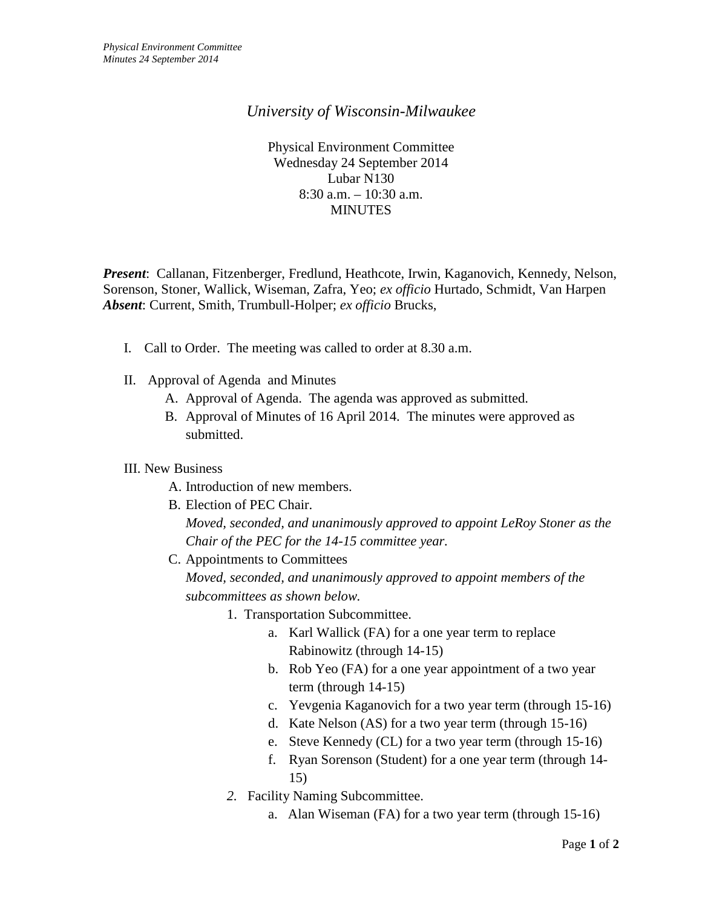# University of Wisconsin-Milwaukee

Physical Environment Committee
Wednesday 24 September 2014
Lubar N130
8:30 a.m. – 10:30 a.m.
MINUTES

***Present***: Callanan, Fitzenberger, Fredlund, Heathcote, Irwin, Kaganovich, Kennedy, Nelson, Sorenson, Stoner, Wallick, Wiseman, Zafra, Yeo; *ex officio* Hurtado, Schmidt, Van Harpen
***Absent***: Current, Smith, Trumbull-Holper; *ex officio* Brucks,

I. Call to Order. The meeting was called to order at 8.30 a.m.

II. Approval of Agenda and Minutes
   A. Approval of Agenda. The agenda was approved as submitted.
   B. Approval of Minutes of 16 April 2014. The minutes were approved as submitted.

III. New Business
   A. Introduction of new members.
   B. Election of PEC Chair.
      *Moved, seconded, and unanimously approved to appoint LeRoy Stoner as the Chair of the PEC for the 14-15 committee year.*
   C. Appointments to Committees
      *Moved, seconded, and unanimously approved to appoint members of the subcommittees as shown below.*
      1. Transportation Subcommittee.
         a. Karl Wallick (FA) for a one year term to replace Rabinowitz (through 14-15)
         b. Rob Yeo (FA) for a one year appointment of a two year term (through 14-15)
         c. Yevgenia Kaganovich for a two year term (through 15-16)
         d. Kate Nelson (AS) for a two year term (through 15-16)
         e. Steve Kennedy (CL) for a two year term (through 15-16)
         f. Ryan Sorenson (Student) for a one year term (through 14-15)
      2. Facility Naming Subcommittee.
         a. Alan Wiseman (FA) for a two year term (through 15-16)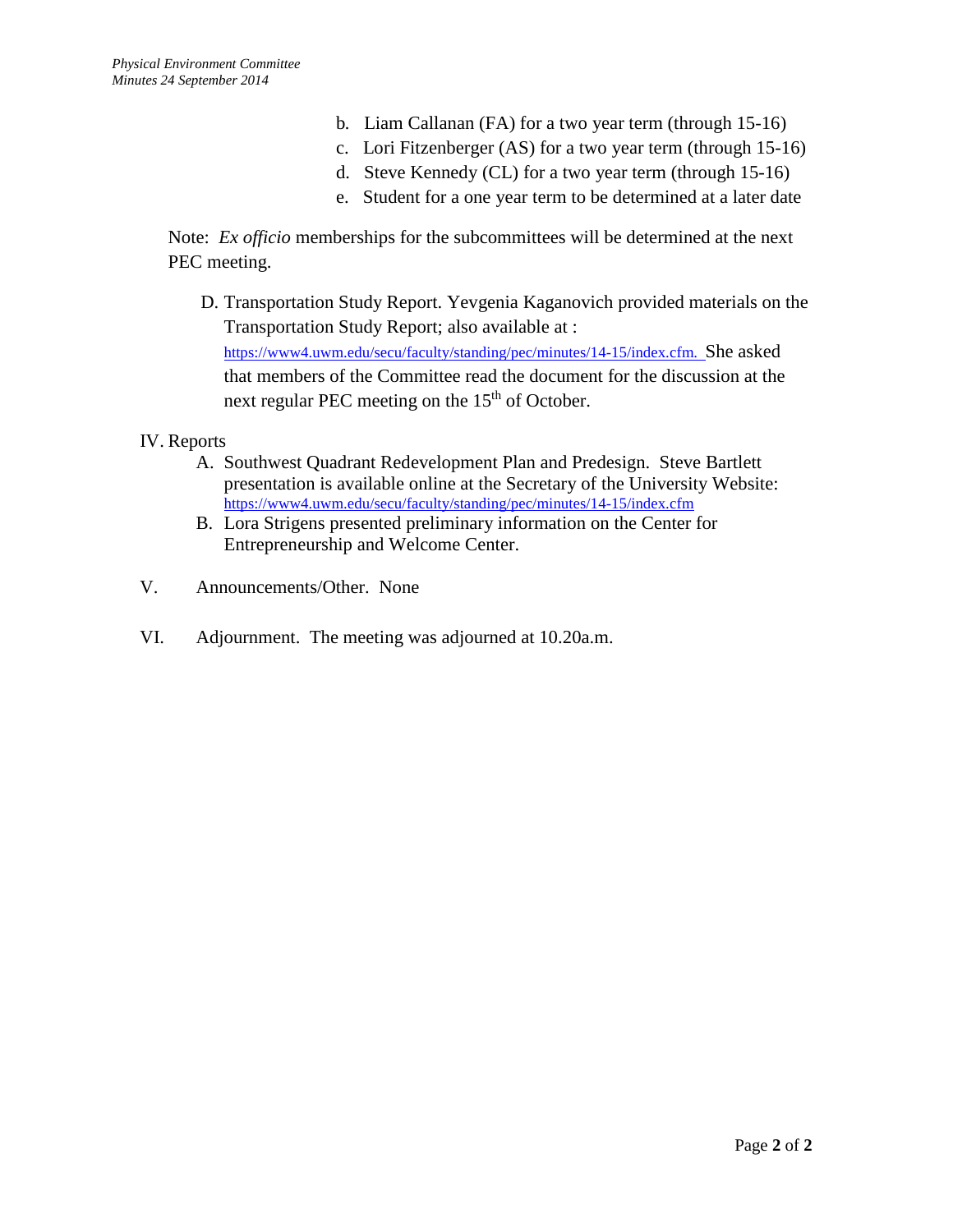b. Liam Callanan (FA) for a two year term (through 15-16)
c. Lori Fitzenberger (AS) for a two year term (through 15-16)
d. Steve Kennedy (CL) for a two year term (through 15-16)
e. Student for a one year term to be determined at a later date

Note: *Ex officio* memberships for the subcommittees will be determined at the next PEC meeting.

D. Transportation Study Report. Yevgenia Kaganovich provided materials on the Transportation Study Report; also available at : https://www4.uwm.edu/secu/faculty/standing/pec/minutes/14-15/index.cfm. She asked that members of the Committee read the document for the discussion at the next regular PEC meeting on the 15th of October.

IV. Reports

A. Southwest Quadrant Redevelopment Plan and Predesign. Steve Bartlett presentation is available online at the Secretary of the University Website: https://www4.uwm.edu/secu/faculty/standing/pec/minutes/14-15/index.cfm
B. Lora Strigens presented preliminary information on the Center for Entrepreneurship and Welcome Center.

V. Announcements/Other. None

VI. Adjournment. The meeting was adjourned at 10.20a.m.